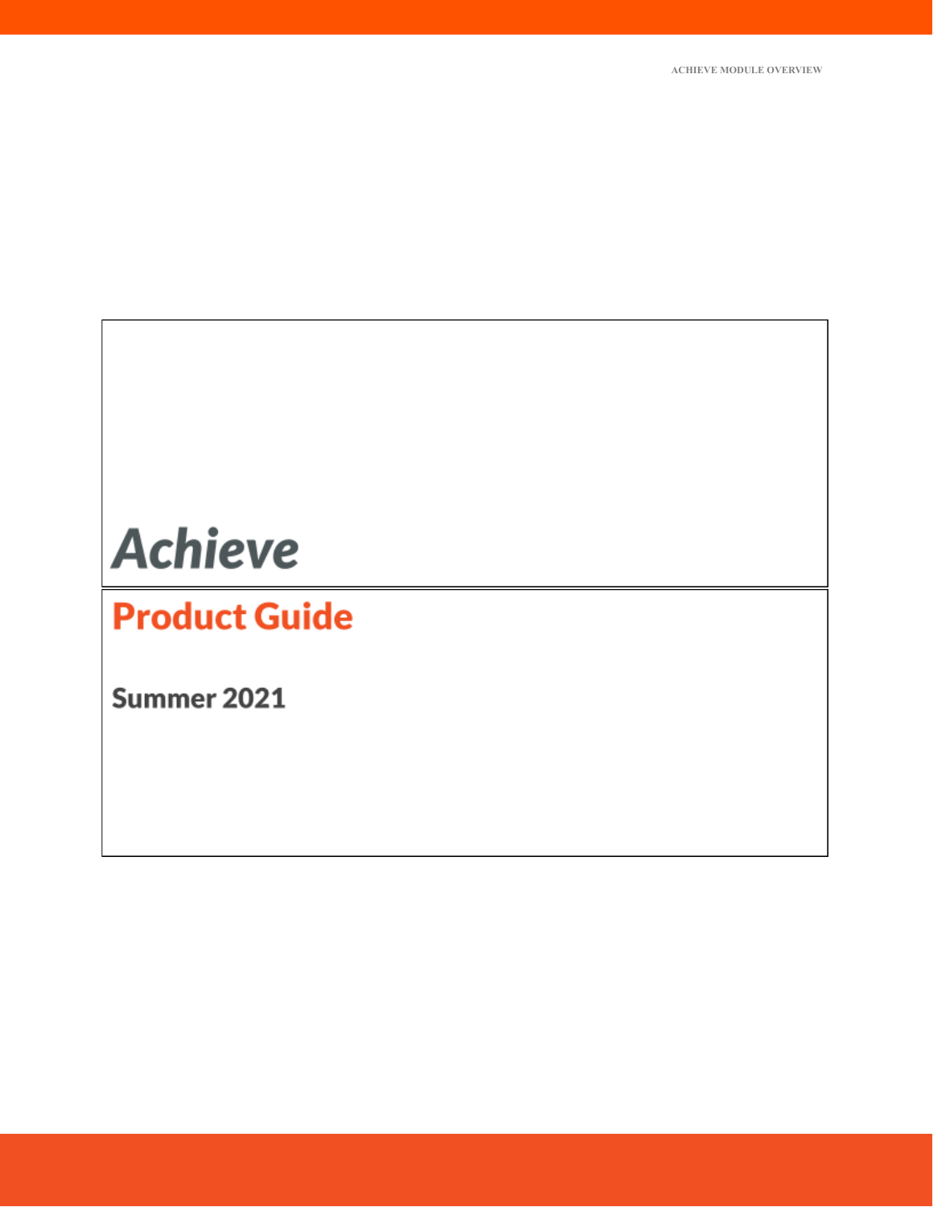# Achieve

## Product Guide

### Summer 2021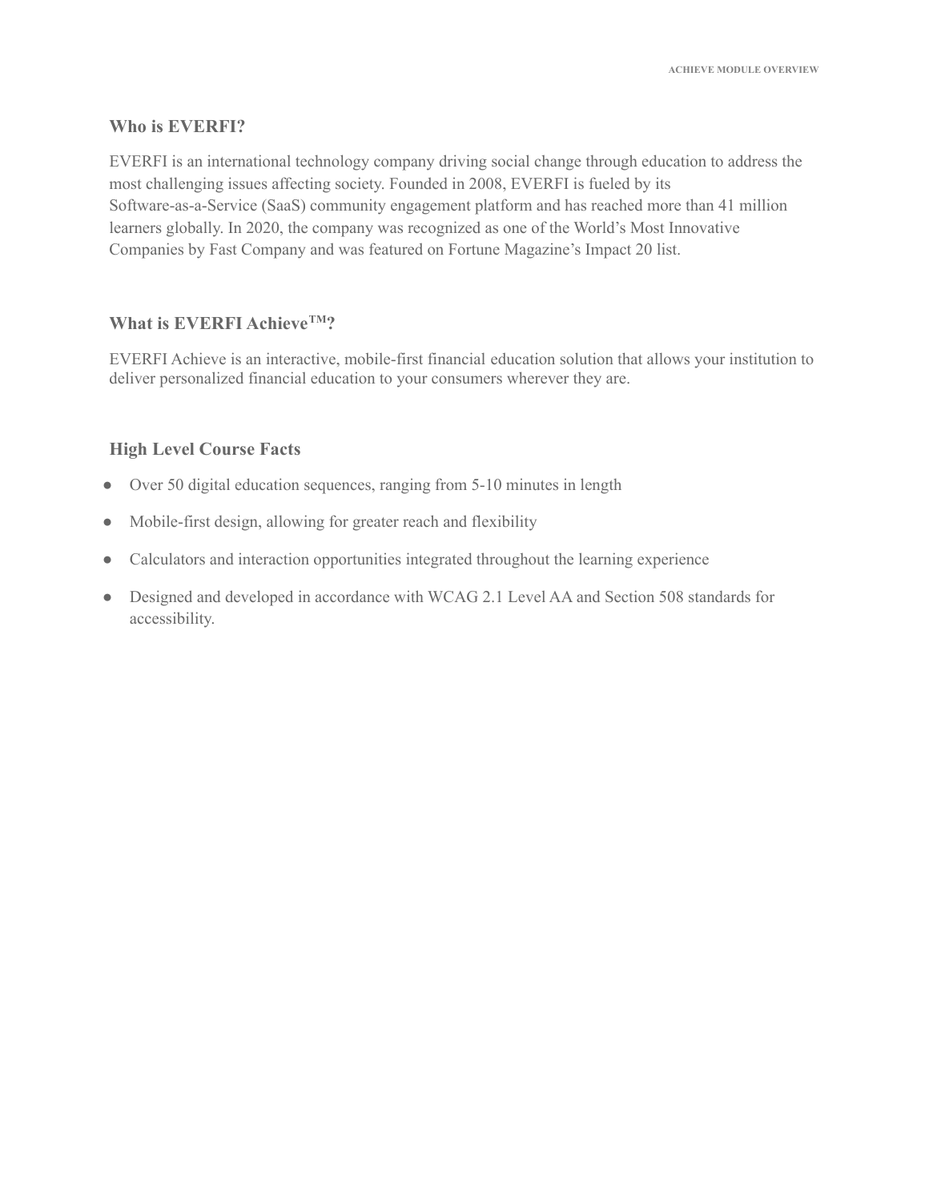## Who is EVERFI?

EVERFI is an international technology company driving social change through education to address the most challenging issues affecting society. Founded in 2008, EVERFI is fueled by its Software-as-a-Service (SaaS) community engagement platform and has reached more than 41 million learners globally. In 2020, the company was recognized as one of the World's Most Innovative Companies by Fast Company and was featured on Fortune Magazine's Impact 20 list.

## What is EVERFI Achieve™?

EVERFI Achieve is an interactive, mobile-first financial education solution that allows your institution to deliver personalized financial education to your consumers wherever they are.

## High Level Course Facts

- Over 50 digital education sequences, ranging from 5-10 minutes in length
- Mobile-first design, allowing for greater reach and flexibility
- Calculators and interaction opportunities integrated throughout the learning experience
- Designed and developed in accordance with WCAG 2.1 Level AA and Section 508 standards for accessibility.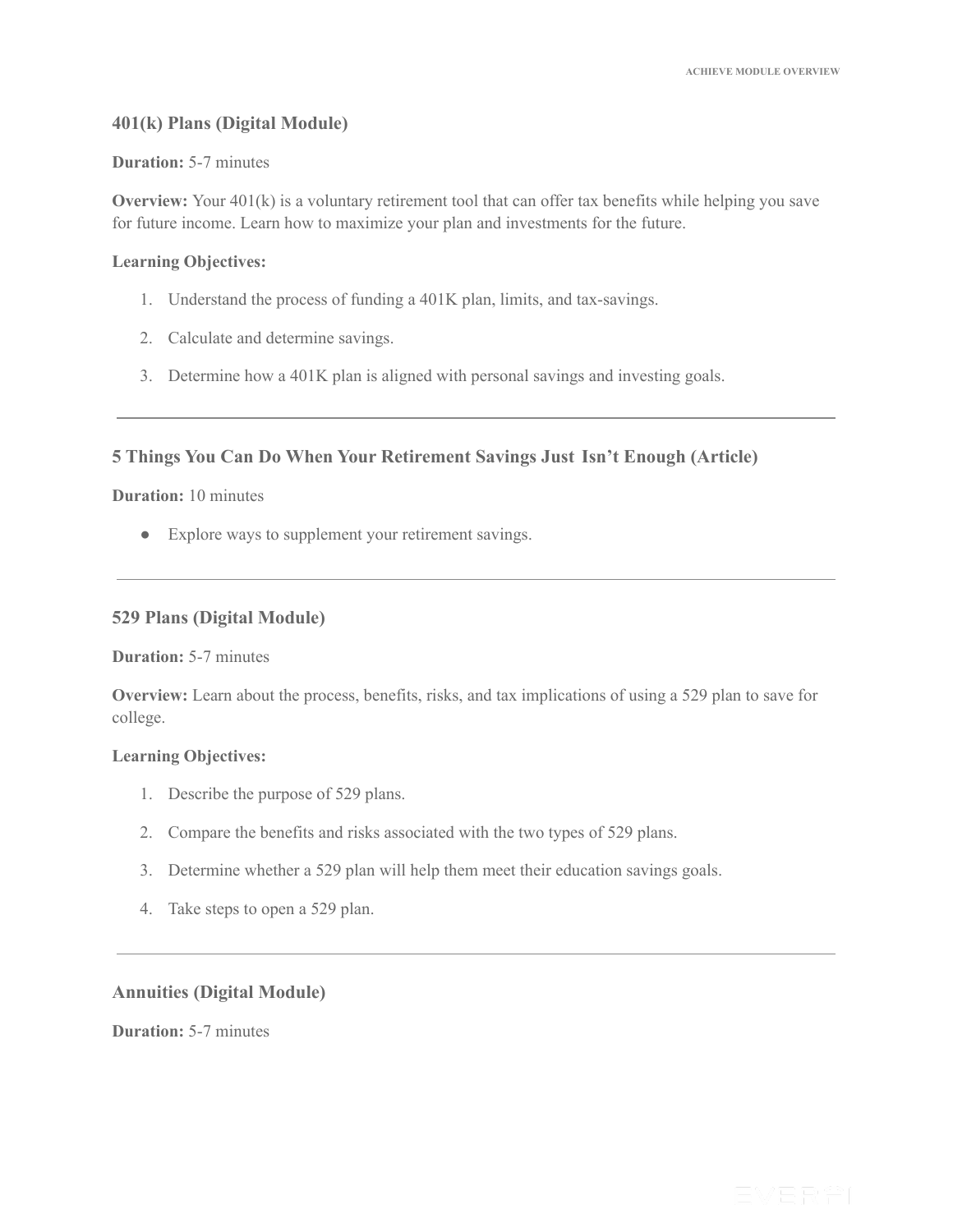### 401(k) Plans (Digital Module)

**Duration:** 5-7 minutes

**Overview:** Your 401(k) is a voluntary retirement tool that can offer tax benefits while helping you save for future income. Learn how to maximize your plan and investments for the future.

**Learning Objectives:**

1. Understand the process of funding a 401K plan, limits, and tax-savings.
2. Calculate and determine savings.
3. Determine how a 401K plan is aligned with personal savings and investing goals.

---

### 5 Things You Can Do When Your Retirement Savings Just Isn't Enough (Article)

**Duration:** 10 minutes

- Explore ways to supplement your retirement savings.

---

### 529 Plans (Digital Module)

**Duration:** 5-7 minutes

**Overview:** Learn about the process, benefits, risks, and tax implications of using a 529 plan to save for college.

**Learning Objectives:**

1. Describe the purpose of 529 plans.
2. Compare the benefits and risks associated with the two types of 529 plans.
3. Determine whether a 529 plan will help them meet their education savings goals.
4. Take steps to open a 529 plan.

---

### Annuities (Digital Module)

**Duration:** 5-7 minutes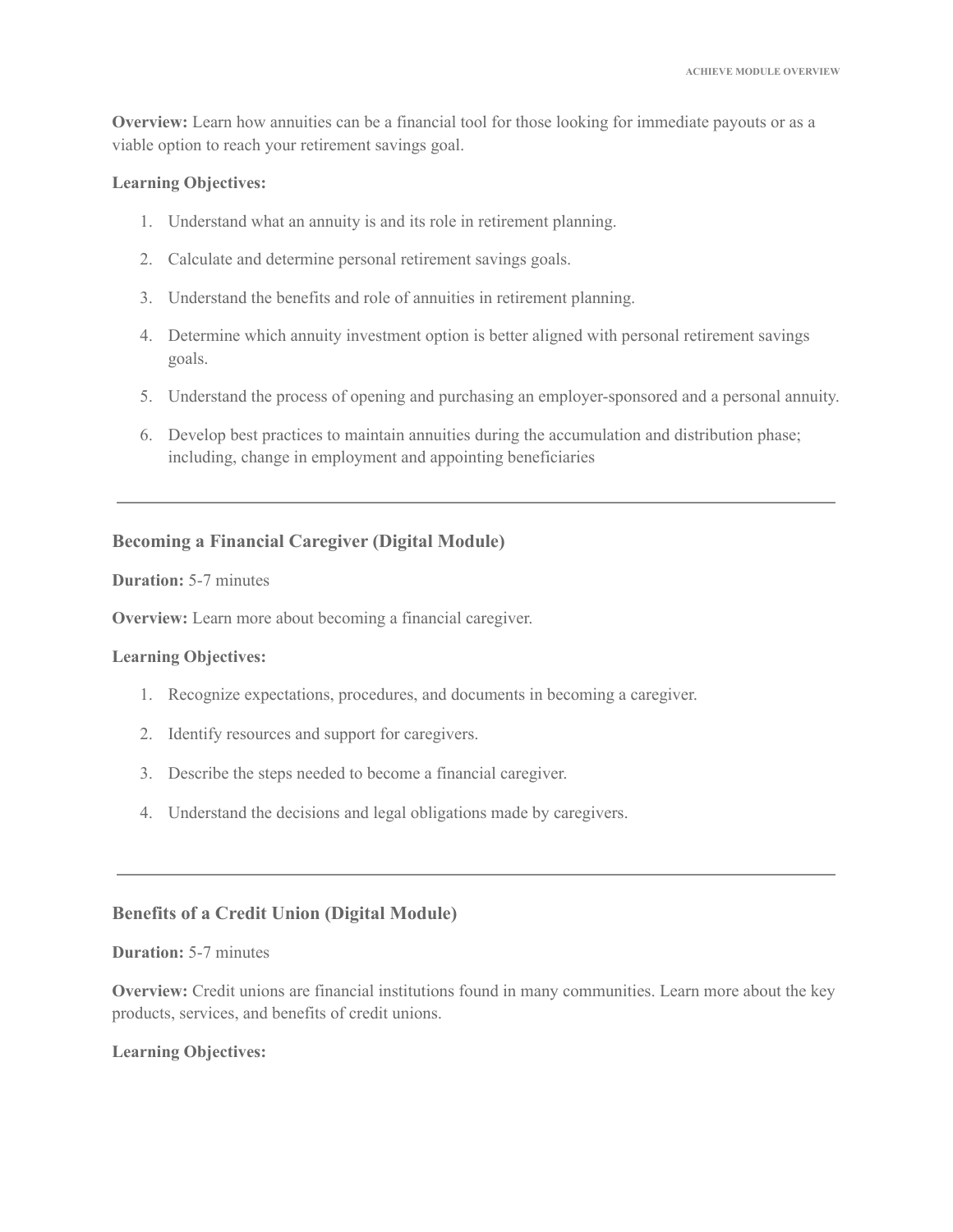**Overview:** Learn how annuities can be a financial tool for those looking for immediate payouts or as a viable option to reach your retirement savings goal.

**Learning Objectives:**

1. Understand what an annuity is and its role in retirement planning.
2. Calculate and determine personal retirement savings goals.
3. Understand the benefits and role of annuities in retirement planning.
4. Determine which annuity investment option is better aligned with personal retirement savings goals.
5. Understand the process of opening and purchasing an employer-sponsored and a personal annuity.
6. Develop best practices to maintain annuities during the accumulation and distribution phase; including, change in employment and appointing beneficiaries

---

### Becoming a Financial Caregiver (Digital Module)

**Duration:** 5-7 minutes

**Overview:** Learn more about becoming a financial caregiver.

**Learning Objectives:**

1. Recognize expectations, procedures, and documents in becoming a caregiver.
2. Identify resources and support for caregivers.
3. Describe the steps needed to become a financial caregiver.
4. Understand the decisions and legal obligations made by caregivers.

---

### Benefits of a Credit Union (Digital Module)

**Duration:** 5-7 minutes

**Overview:** Credit unions are financial institutions found in many communities. Learn more about the key products, services, and benefits of credit unions.

**Learning Objectives:**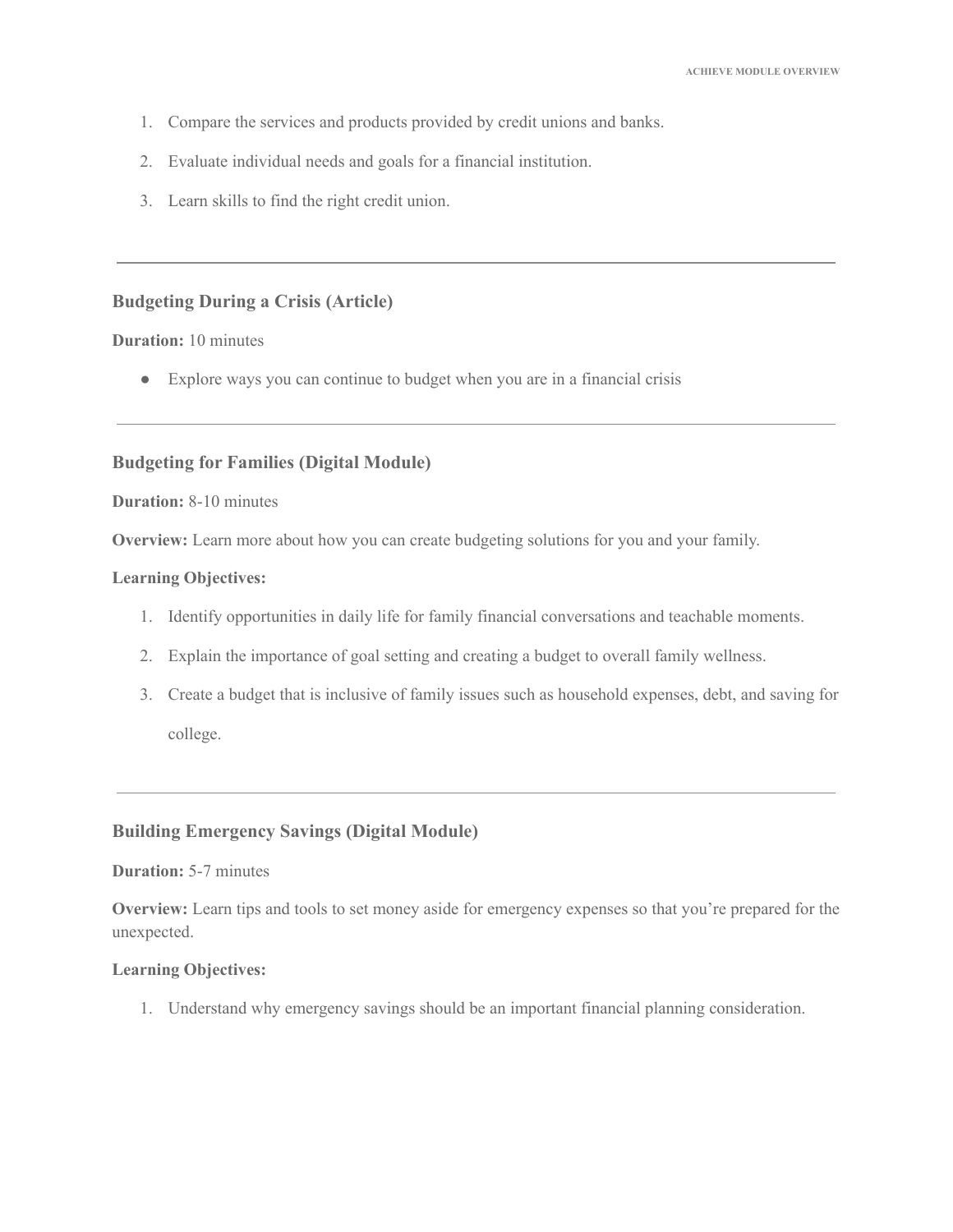1. Compare the services and products provided by credit unions and banks.
2. Evaluate individual needs and goals for a financial institution.
3. Learn skills to find the right credit union.

---

### Budgeting During a Crisis (Article)

**Duration:** 10 minutes

- Explore ways you can continue to budget when you are in a financial crisis

---

### Budgeting for Families (Digital Module)

**Duration:** 8-10 minutes

**Overview:** Learn more about how you can create budgeting solutions for you and your family.

**Learning Objectives:**

1. Identify opportunities in daily life for family financial conversations and teachable moments.
2. Explain the importance of goal setting and creating a budget to overall family wellness.
3. Create a budget that is inclusive of family issues such as household expenses, debt, and saving for college.

---

### Building Emergency Savings (Digital Module)

**Duration:** 5-7 minutes

**Overview:** Learn tips and tools to set money aside for emergency expenses so that you're prepared for the unexpected.

**Learning Objectives:**

1. Understand why emergency savings should be an important financial planning consideration.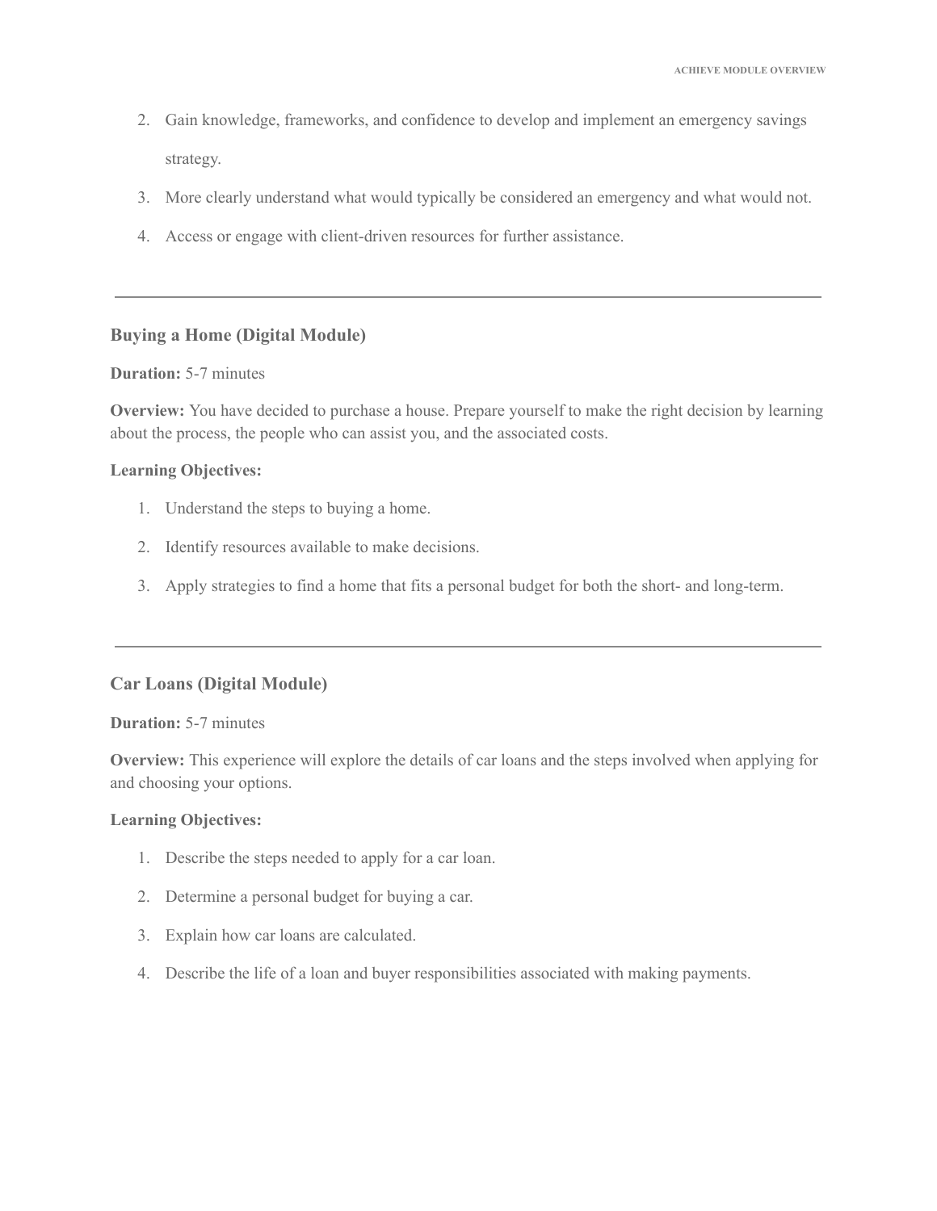2. Gain knowledge, frameworks, and confidence to develop and implement an emergency savings strategy.
3. More clearly understand what would typically be considered an emergency and what would not.
4. Access or engage with client-driven resources for further assistance.

---

### Buying a Home (Digital Module)

**Duration:** 5-7 minutes

**Overview:** You have decided to purchase a house. Prepare yourself to make the right decision by learning about the process, the people who can assist you, and the associated costs.

**Learning Objectives:**

1. Understand the steps to buying a home.
2. Identify resources available to make decisions.
3. Apply strategies to find a home that fits a personal budget for both the short- and long-term.

---

### Car Loans (Digital Module)

**Duration:** 5-7 minutes

**Overview:** This experience will explore the details of car loans and the steps involved when applying for and choosing your options.

**Learning Objectives:**

1. Describe the steps needed to apply for a car loan.
2. Determine a personal budget for buying a car.
3. Explain how car loans are calculated.
4. Describe the life of a loan and buyer responsibilities associated with making payments.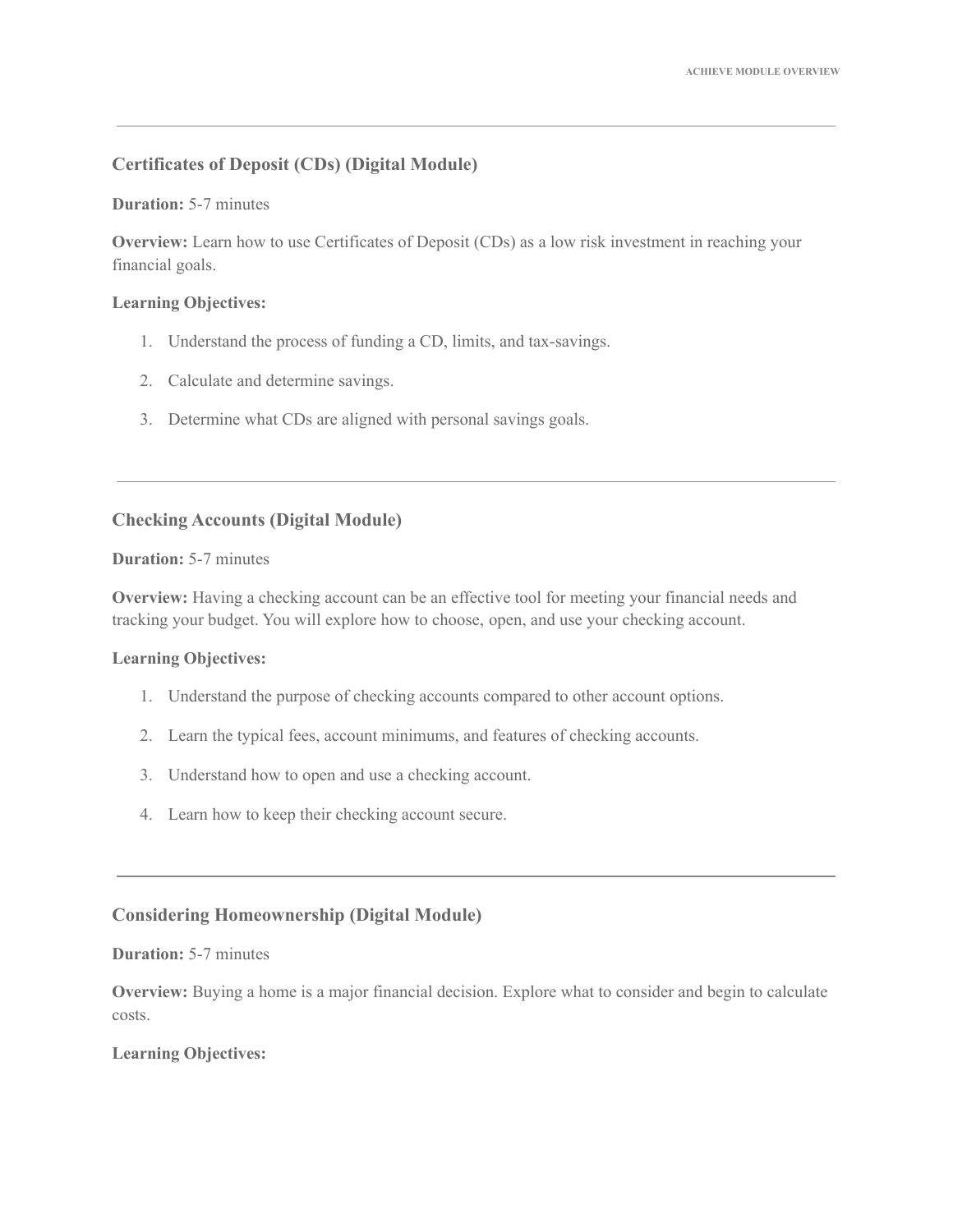---

### Certificates of Deposit (CDs) (Digital Module)

**Duration:** 5-7 minutes

**Overview:** Learn how to use Certificates of Deposit (CDs) as a low risk investment in reaching your financial goals.

**Learning Objectives:**

1. Understand the process of funding a CD, limits, and tax-savings.
2. Calculate and determine savings.
3. Determine what CDs are aligned with personal savings goals.

---

### Checking Accounts (Digital Module)

**Duration:** 5-7 minutes

**Overview:** Having a checking account can be an effective tool for meeting your financial needs and tracking your budget. You will explore how to choose, open, and use your checking account.

**Learning Objectives:**

1. Understand the purpose of checking accounts compared to other account options.
2. Learn the typical fees, account minimums, and features of checking accounts.
3. Understand how to open and use a checking account.
4. Learn how to keep their checking account secure.

---

### Considering Homeownership (Digital Module)

**Duration:** 5-7 minutes

**Overview:** Buying a home is a major financial decision. Explore what to consider and begin to calculate costs.

**Learning Objectives:**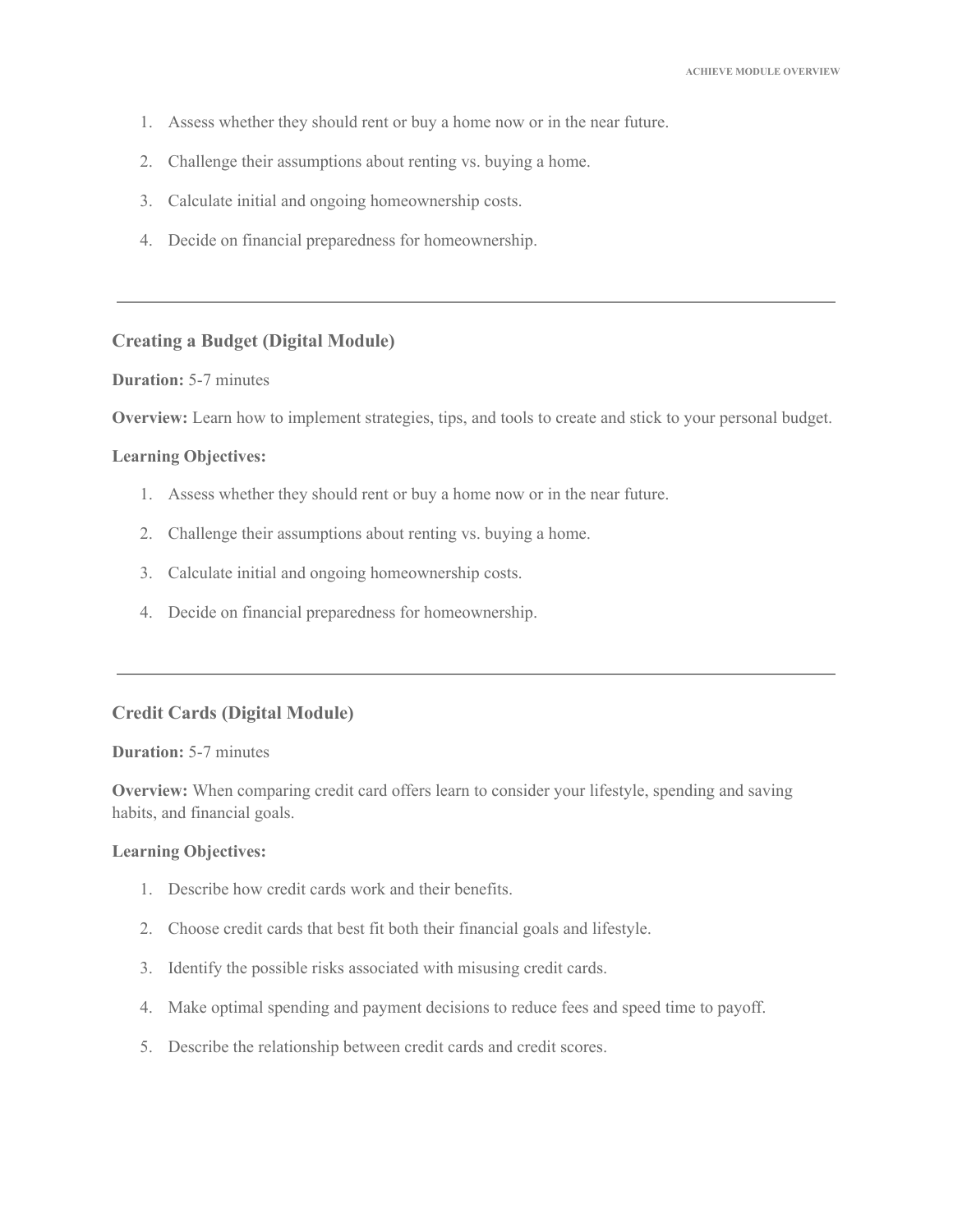1. Assess whether they should rent or buy a home now or in the near future.
2. Challenge their assumptions about renting vs. buying a home.
3. Calculate initial and ongoing homeownership costs.
4. Decide on financial preparedness for homeownership.

---

### Creating a Budget (Digital Module)

**Duration:** 5-7 minutes

**Overview:** Learn how to implement strategies, tips, and tools to create and stick to your personal budget.

**Learning Objectives:**

1. Assess whether they should rent or buy a home now or in the near future.
2. Challenge their assumptions about renting vs. buying a home.
3. Calculate initial and ongoing homeownership costs.
4. Decide on financial preparedness for homeownership.

---

### Credit Cards (Digital Module)

**Duration:** 5-7 minutes

**Overview:** When comparing credit card offers learn to consider your lifestyle, spending and saving habits, and financial goals.

**Learning Objectives:**

1. Describe how credit cards work and their benefits.
2. Choose credit cards that best fit both their financial goals and lifestyle.
3. Identify the possible risks associated with misusing credit cards.
4. Make optimal spending and payment decisions to reduce fees and speed time to payoff.
5. Describe the relationship between credit cards and credit scores.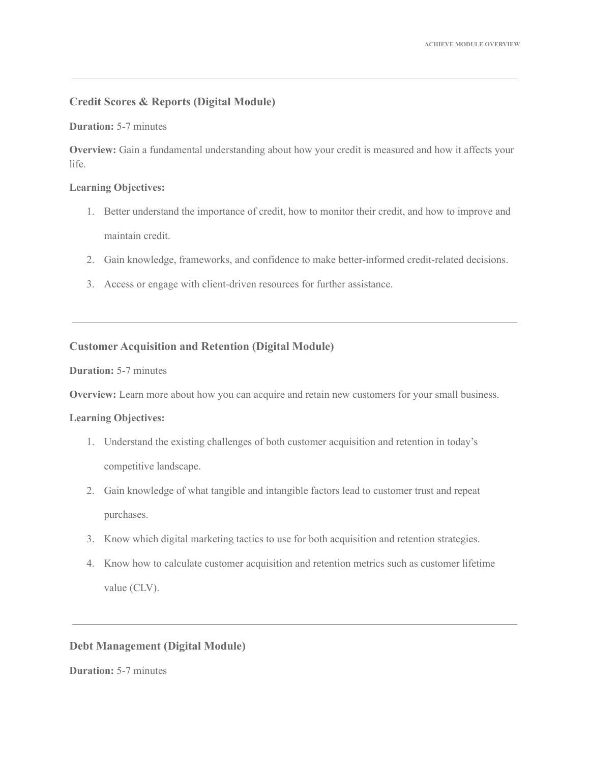---

### Credit Scores & Reports (Digital Module)

**Duration:** 5-7 minutes

**Overview:** Gain a fundamental understanding about how your credit is measured and how it affects your life.

**Learning Objectives:**

1. Better understand the importance of credit, how to monitor their credit, and how to improve and maintain credit.
2. Gain knowledge, frameworks, and confidence to make better-informed credit-related decisions.
3. Access or engage with client-driven resources for further assistance.

---

### Customer Acquisition and Retention (Digital Module)

**Duration:** 5-7 minutes

**Overview:** Learn more about how you can acquire and retain new customers for your small business.

**Learning Objectives:**

1. Understand the existing challenges of both customer acquisition and retention in today's competitive landscape.
2. Gain knowledge of what tangible and intangible factors lead to customer trust and repeat purchases.
3. Know which digital marketing tactics to use for both acquisition and retention strategies.
4. Know how to calculate customer acquisition and retention metrics such as customer lifetime value (CLV).

---

### Debt Management (Digital Module)

**Duration:** 5-7 minutes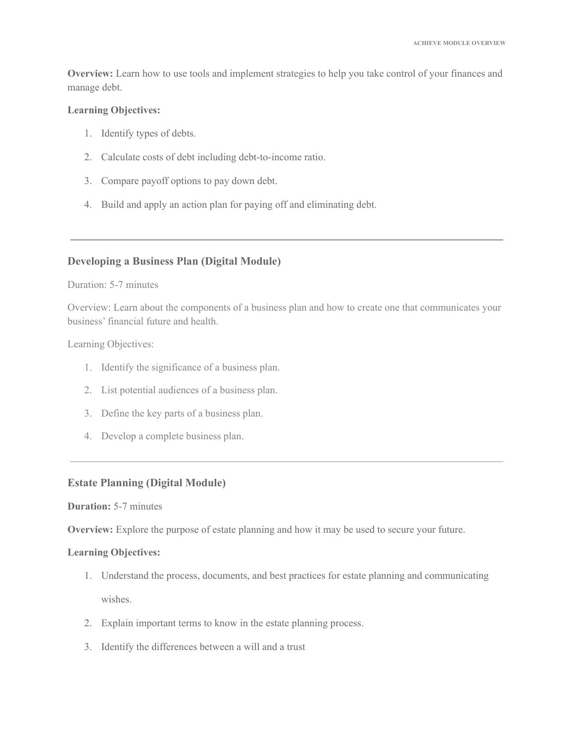**Overview:** Learn how to use tools and implement strategies to help you take control of your finances and manage debt.

**Learning Objectives:**

1. Identify types of debts.
2. Calculate costs of debt including debt-to-income ratio.
3. Compare payoff options to pay down debt.
4. Build and apply an action plan for paying off and eliminating debt.

---

### Developing a Business Plan (Digital Module)

Duration: 5-7 minutes

Overview: Learn about the components of a business plan and how to create one that communicates your business' financial future and health.

Learning Objectives:

1. Identify the significance of a business plan.
2. List potential audiences of a business plan.
3. Define the key parts of a business plan.
4. Develop a complete business plan.

---

### Estate Planning (Digital Module)

**Duration:** 5-7 minutes

**Overview:** Explore the purpose of estate planning and how it may be used to secure your future.

**Learning Objectives:**

1. Understand the process, documents, and best practices for estate planning and communicating wishes.
2. Explain important terms to know in the estate planning process.
3. Identify the differences between a will and a trust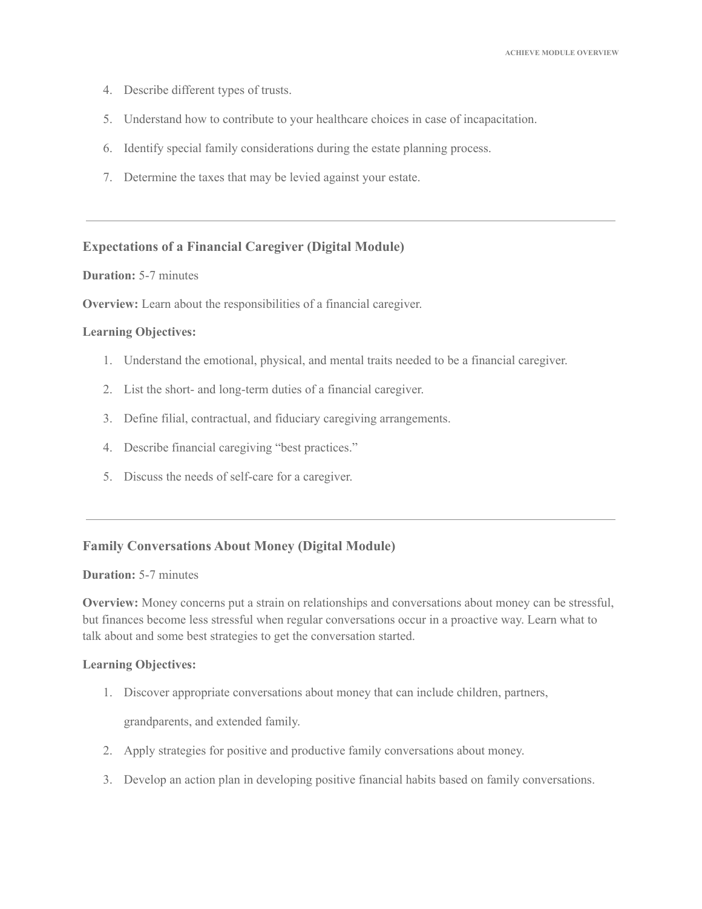4. Describe different types of trusts.
5. Understand how to contribute to your healthcare choices in case of incapacitation.
6. Identify special family considerations during the estate planning process.
7. Determine the taxes that may be levied against your estate.

---

### Expectations of a Financial Caregiver (Digital Module)

**Duration:** 5-7 minutes

**Overview:** Learn about the responsibilities of a financial caregiver.

**Learning Objectives:**

1. Understand the emotional, physical, and mental traits needed to be a financial caregiver.
2. List the short- and long-term duties of a financial caregiver.
3. Define filial, contractual, and fiduciary caregiving arrangements.
4. Describe financial caregiving "best practices."
5. Discuss the needs of self-care for a caregiver.

---

### Family Conversations About Money (Digital Module)

**Duration:** 5-7 minutes

**Overview:** Money concerns put a strain on relationships and conversations about money can be stressful, but finances become less stressful when regular conversations occur in a proactive way. Learn what to talk about and some best strategies to get the conversation started.

**Learning Objectives:**

1. Discover appropriate conversations about money that can include children, partners, grandparents, and extended family.
2. Apply strategies for positive and productive family conversations about money.
3. Develop an action plan in developing positive financial habits based on family conversations.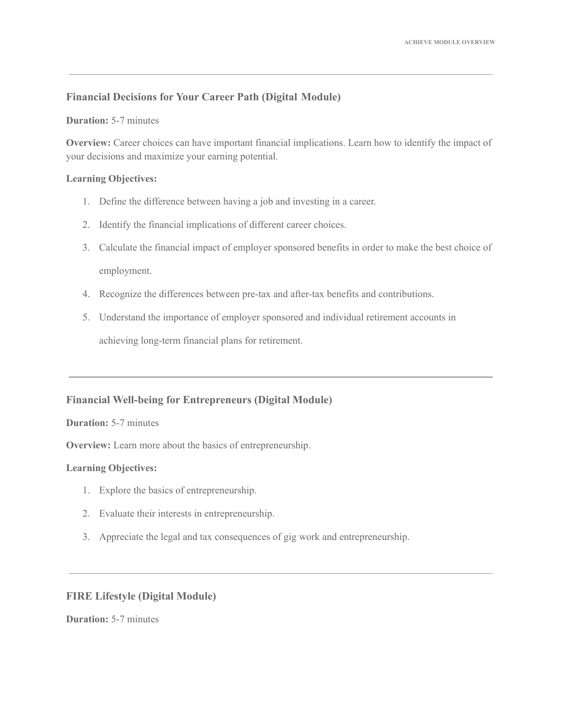## Financial Decisions for Your Career Path (Digital Module)

**Duration:** 5-7 minutes

**Overview:** Career choices can have important financial implications. Learn how to identify the impact of your decisions and maximize your earning potential.

**Learning Objectives:**

1. Define the difference between having a job and investing in a career.
2. Identify the financial implications of different career choices.
3. Calculate the financial impact of employer sponsored benefits in order to make the best choice of employment.
4. Recognize the differences between pre-tax and after-tax benefits and contributions.
5. Understand the importance of employer sponsored and individual retirement accounts in achieving long-term financial plans for retirement.

---

## Financial Well-being for Entrepreneurs (Digital Module)

**Duration:** 5-7 minutes

**Overview:** Learn more about the basics of entrepreneurship.

**Learning Objectives:**

1. Explore the basics of entrepreneurship.
2. Evaluate their interests in entrepreneurship.
3. Appreciate the legal and tax consequences of gig work and entrepreneurship.

---

## FIRE Lifestyle (Digital Module)

**Duration:** 5-7 minutes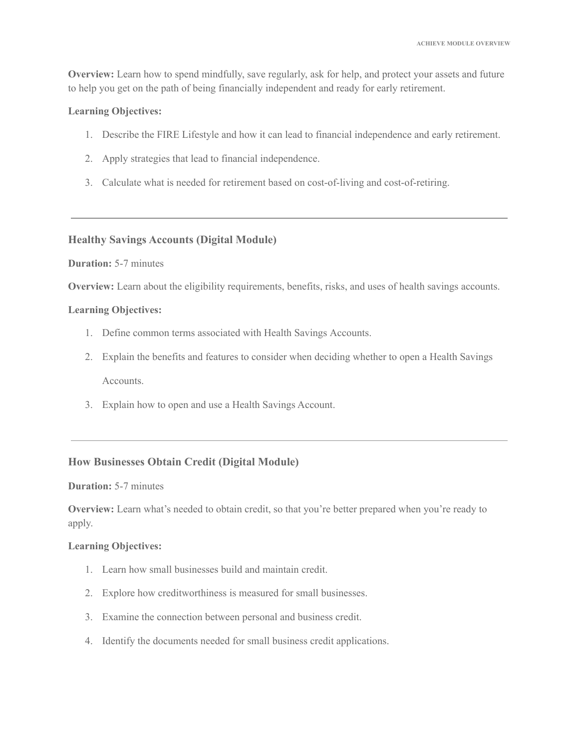**Overview:** Learn how to spend mindfully, save regularly, ask for help, and protect your assets and future to help you get on the path of being financially independent and ready for early retirement.

**Learning Objectives:**

1. Describe the FIRE Lifestyle and how it can lead to financial independence and early retirement.
2. Apply strategies that lead to financial independence.
3. Calculate what is needed for retirement based on cost-of-living and cost-of-retiring.

---

### Healthy Savings Accounts (Digital Module)

**Duration:** 5-7 minutes

**Overview:** Learn about the eligibility requirements, benefits, risks, and uses of health savings accounts.

**Learning Objectives:**

1. Define common terms associated with Health Savings Accounts.
2. Explain the benefits and features to consider when deciding whether to open a Health Savings Accounts.
3. Explain how to open and use a Health Savings Account.

---

### How Businesses Obtain Credit (Digital Module)

**Duration:** 5-7 minutes

**Overview:** Learn what's needed to obtain credit, so that you're better prepared when you're ready to apply.

**Learning Objectives:**

1. Learn how small businesses build and maintain credit.
2. Explore how creditworthiness is measured for small businesses.
3. Examine the connection between personal and business credit.
4. Identify the documents needed for small business credit applications.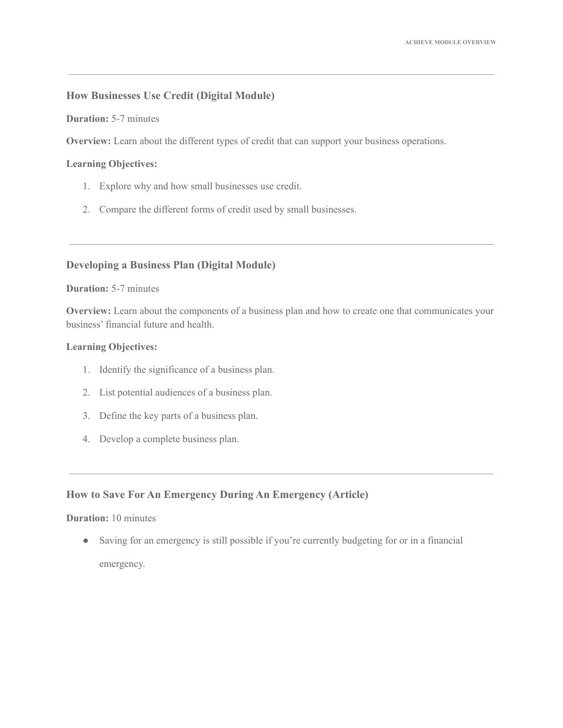---

### How Businesses Use Credit (Digital Module)

**Duration:** 5-7 minutes

**Overview:** Learn about the different types of credit that can support your business operations.

**Learning Objectives:**

1. Explore why and how small businesses use credit.
2. Compare the different forms of credit used by small businesses.

---

### Developing a Business Plan (Digital Module)

**Duration:** 5-7 minutes

**Overview:** Learn about the components of a business plan and how to create one that communicates your business' financial future and health.

**Learning Objectives:**

1. Identify the significance of a business plan.
2. List potential audiences of a business plan.
3. Define the key parts of a business plan.
4. Develop a complete business plan.

---

### How to Save For An Emergency During An Emergency (Article)

**Duration:** 10 minutes

- Saving for an emergency is still possible if you're currently budgeting for or in a financial emergency.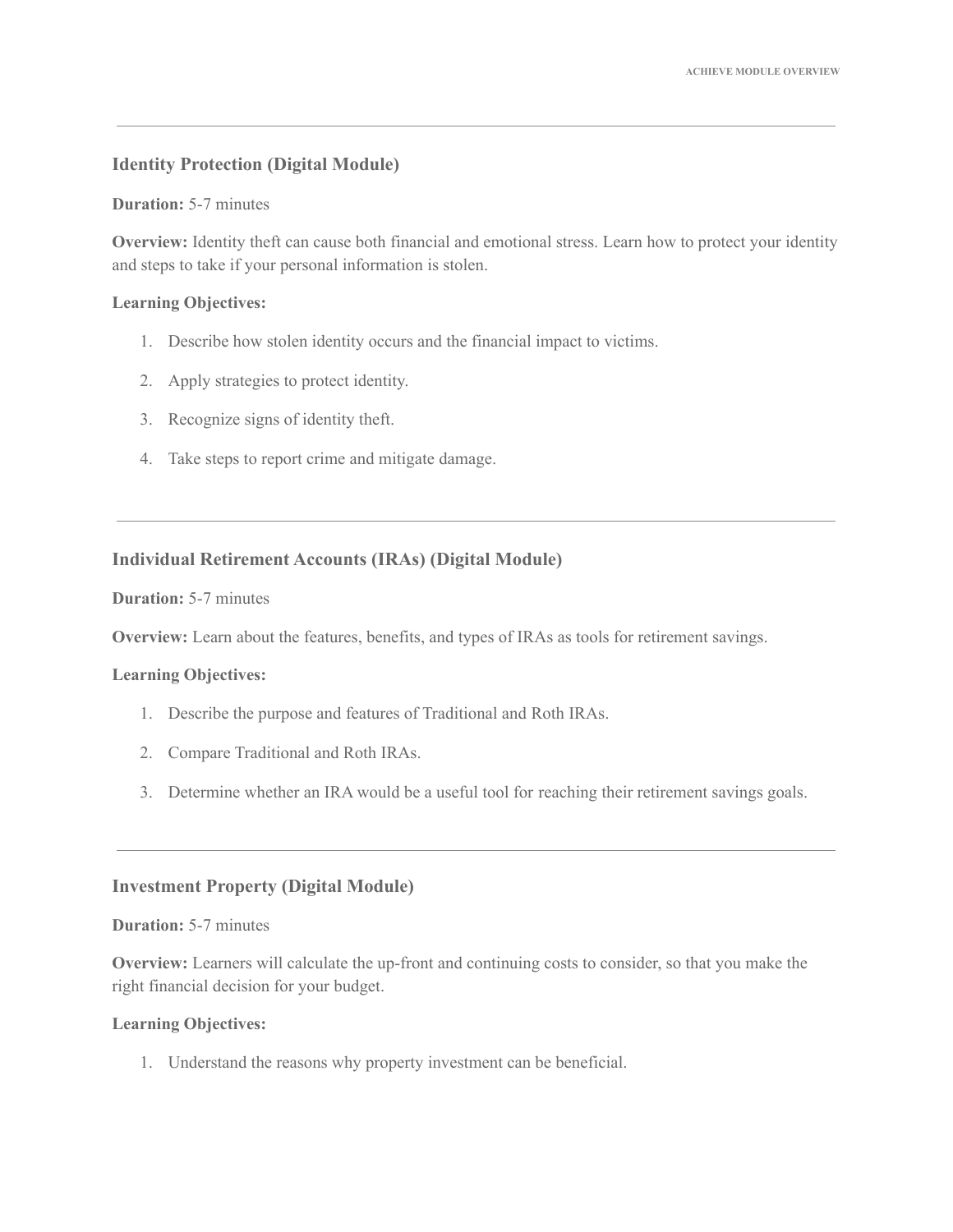---

### Identity Protection (Digital Module)

**Duration:** 5-7 minutes

**Overview:** Identity theft can cause both financial and emotional stress. Learn how to protect your identity and steps to take if your personal information is stolen.

**Learning Objectives:**

1. Describe how stolen identity occurs and the financial impact to victims.
2. Apply strategies to protect identity.
3. Recognize signs of identity theft.
4. Take steps to report crime and mitigate damage.

---

### Individual Retirement Accounts (IRAs) (Digital Module)

**Duration:** 5-7 minutes

**Overview:** Learn about the features, benefits, and types of IRAs as tools for retirement savings.

**Learning Objectives:**

1. Describe the purpose and features of Traditional and Roth IRAs.
2. Compare Traditional and Roth IRAs.
3. Determine whether an IRA would be a useful tool for reaching their retirement savings goals.

---

### Investment Property (Digital Module)

**Duration:** 5-7 minutes

**Overview:** Learners will calculate the up-front and continuing costs to consider, so that you make the right financial decision for your budget.

**Learning Objectives:**

1. Understand the reasons why property investment can be beneficial.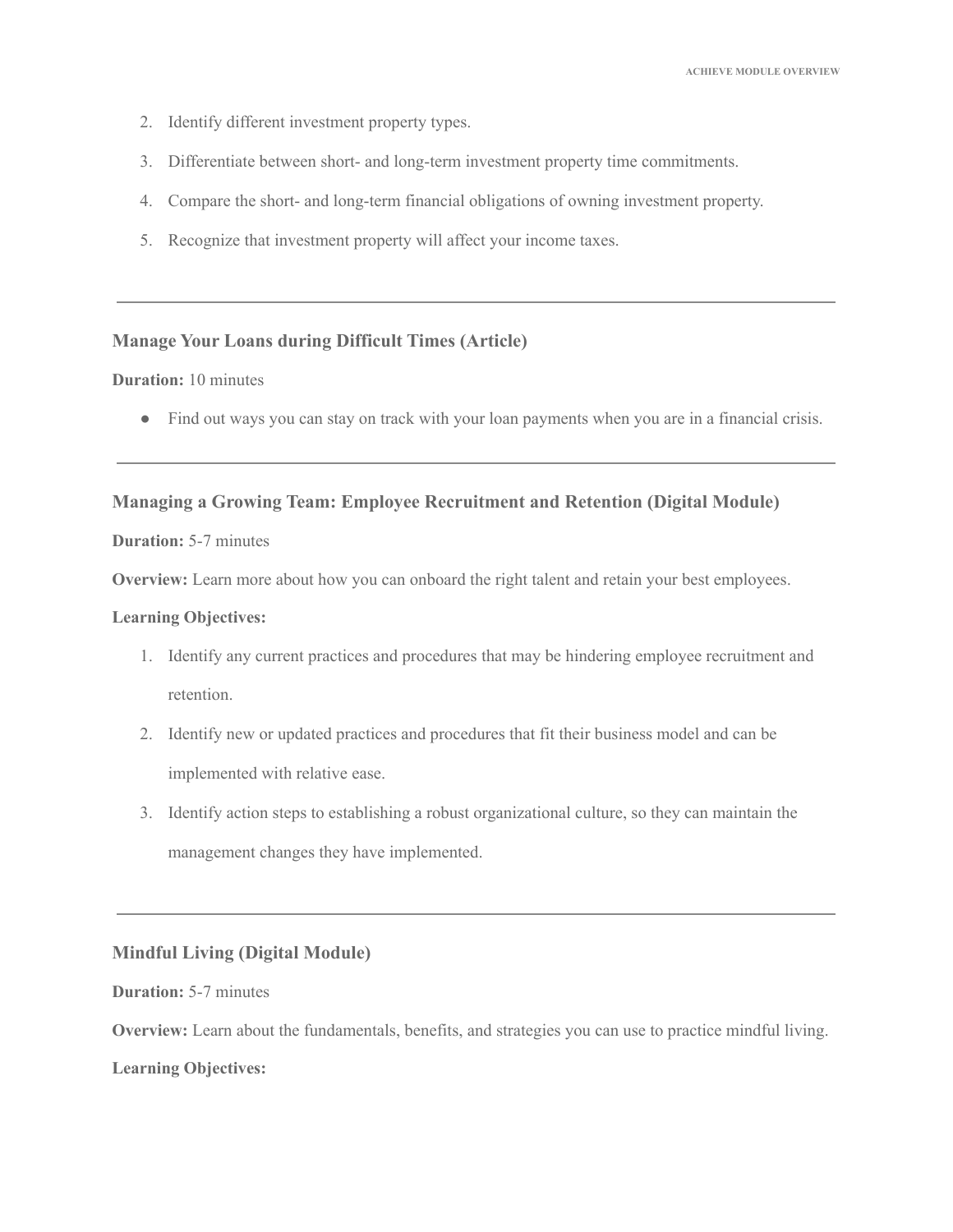2. Identify different investment property types.
3. Differentiate between short- and long-term investment property time commitments.
4. Compare the short- and long-term financial obligations of owning investment property.
5. Recognize that investment property will affect your income taxes.

---

### Manage Your Loans during Difficult Times (Article)

**Duration:** 10 minutes

- Find out ways you can stay on track with your loan payments when you are in a financial crisis.

---

### Managing a Growing Team: Employee Recruitment and Retention (Digital Module)

**Duration:** 5-7 minutes

**Overview:** Learn more about how you can onboard the right talent and retain your best employees.

**Learning Objectives:**

1. Identify any current practices and procedures that may be hindering employee recruitment and retention.
2. Identify new or updated practices and procedures that fit their business model and can be implemented with relative ease.
3. Identify action steps to establishing a robust organizational culture, so they can maintain the management changes they have implemented.

---

### Mindful Living (Digital Module)

**Duration:** 5-7 minutes

**Overview:** Learn about the fundamentals, benefits, and strategies you can use to practice mindful living.

**Learning Objectives:**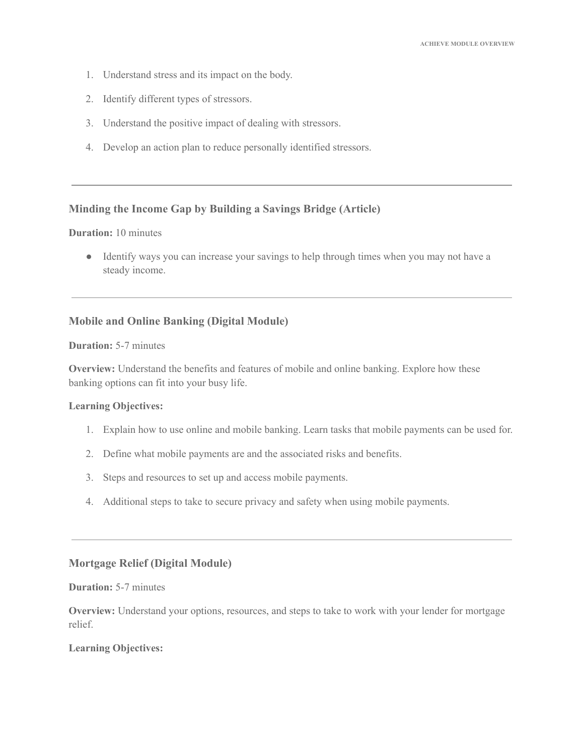1. Understand stress and its impact on the body.
2. Identify different types of stressors.
3. Understand the positive impact of dealing with stressors.
4. Develop an action plan to reduce personally identified stressors.

---

### Minding the Income Gap by Building a Savings Bridge (Article)

**Duration:** 10 minutes

- Identify ways you can increase your savings to help through times when you may not have a steady income.

---

### Mobile and Online Banking (Digital Module)

**Duration:** 5-7 minutes

**Overview:** Understand the benefits and features of mobile and online banking. Explore how these banking options can fit into your busy life.

**Learning Objectives:**

1. Explain how to use online and mobile banking. Learn tasks that mobile payments can be used for.
2. Define what mobile payments are and the associated risks and benefits.
3. Steps and resources to set up and access mobile payments.
4. Additional steps to take to secure privacy and safety when using mobile payments.

---

### Mortgage Relief (Digital Module)

**Duration:** 5-7 minutes

**Overview:** Understand your options, resources, and steps to take to work with your lender for mortgage relief.

**Learning Objectives:**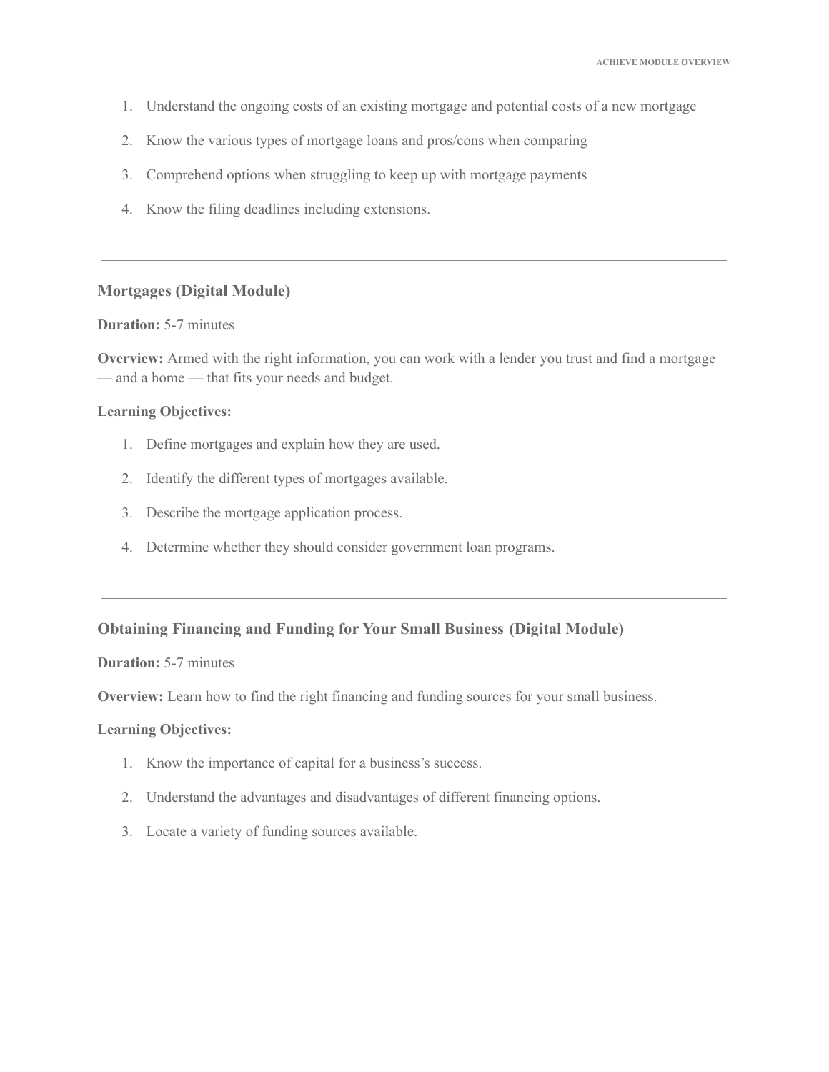1. Understand the ongoing costs of an existing mortgage and potential costs of a new mortgage
2. Know the various types of mortgage loans and pros/cons when comparing
3. Comprehend options when struggling to keep up with mortgage payments
4. Know the filing deadlines including extensions.

---

### Mortgages (Digital Module)

**Duration:** 5-7 minutes

**Overview:** Armed with the right information, you can work with a lender you trust and find a mortgage — and a home — that fits your needs and budget.

**Learning Objectives:**

1. Define mortgages and explain how they are used.
2. Identify the different types of mortgages available.
3. Describe the mortgage application process.
4. Determine whether they should consider government loan programs.

---

### Obtaining Financing and Funding for Your Small Business (Digital Module)

**Duration:** 5-7 minutes

**Overview:** Learn how to find the right financing and funding sources for your small business.

**Learning Objectives:**

1. Know the importance of capital for a business's success.
2. Understand the advantages and disadvantages of different financing options.
3. Locate a variety of funding sources available.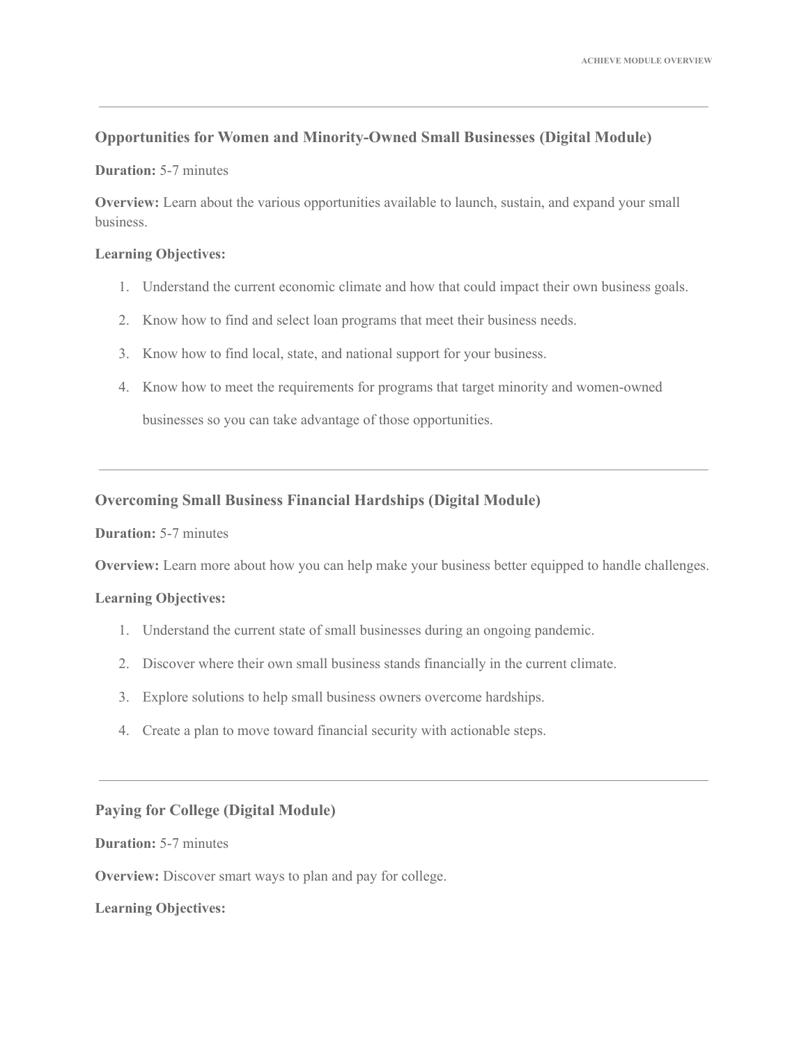---

### Opportunities for Women and Minority-Owned Small Businesses (Digital Module)

**Duration:** 5-7 minutes

**Overview:** Learn about the various opportunities available to launch, sustain, and expand your small business.

**Learning Objectives:**

1. Understand the current economic climate and how that could impact their own business goals.
2. Know how to find and select loan programs that meet their business needs.
3. Know how to find local, state, and national support for your business.
4. Know how to meet the requirements for programs that target minority and women-owned businesses so you can take advantage of those opportunities.

---

### Overcoming Small Business Financial Hardships (Digital Module)

**Duration:** 5-7 minutes

**Overview:** Learn more about how you can help make your business better equipped to handle challenges.

**Learning Objectives:**

1. Understand the current state of small businesses during an ongoing pandemic.
2. Discover where their own small business stands financially in the current climate.
3. Explore solutions to help small business owners overcome hardships.
4. Create a plan to move toward financial security with actionable steps.

---

### Paying for College (Digital Module)

**Duration:** 5-7 minutes

**Overview:** Discover smart ways to plan and pay for college.

**Learning Objectives:**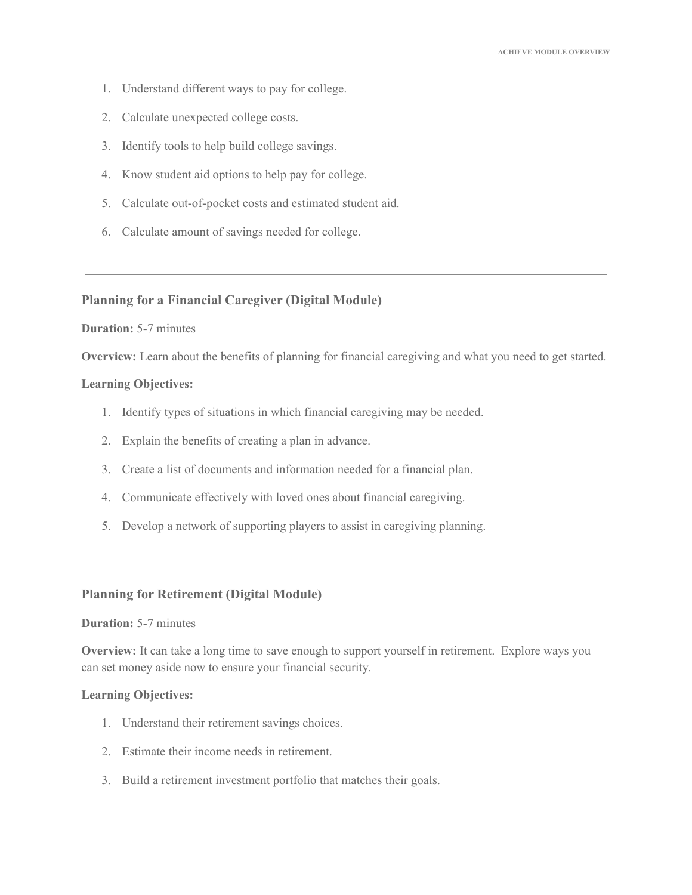1. Understand different ways to pay for college.
2. Calculate unexpected college costs.
3. Identify tools to help build college savings.
4. Know student aid options to help pay for college.
5. Calculate out-of-pocket costs and estimated student aid.
6. Calculate amount of savings needed for college.

---

### Planning for a Financial Caregiver (Digital Module)

**Duration:** 5-7 minutes

**Overview:** Learn about the benefits of planning for financial caregiving and what you need to get started.

**Learning Objectives:**

1. Identify types of situations in which financial caregiving may be needed.
2. Explain the benefits of creating a plan in advance.
3. Create a list of documents and information needed for a financial plan.
4. Communicate effectively with loved ones about financial caregiving.
5. Develop a network of supporting players to assist in caregiving planning.

---

### Planning for Retirement (Digital Module)

**Duration:** 5-7 minutes

**Overview:** It can take a long time to save enough to support yourself in retirement. Explore ways you can set money aside now to ensure your financial security.

**Learning Objectives:**

1. Understand their retirement savings choices.
2. Estimate their income needs in retirement.
3. Build a retirement investment portfolio that matches their goals.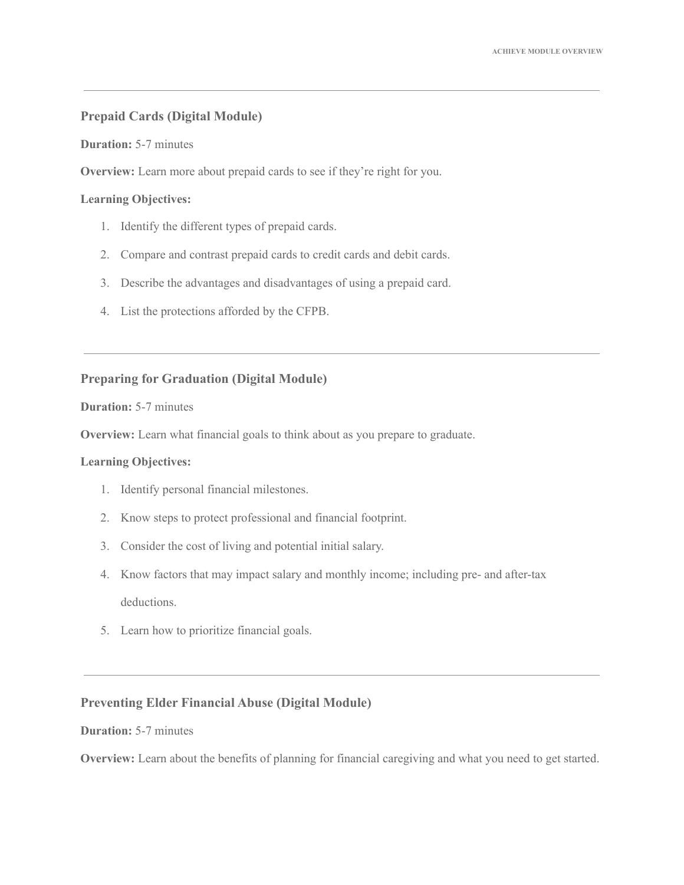---

### Prepaid Cards (Digital Module)

**Duration:** 5-7 minutes

**Overview:** Learn more about prepaid cards to see if they're right for you.

**Learning Objectives:**

1. Identify the different types of prepaid cards.
2. Compare and contrast prepaid cards to credit cards and debit cards.
3. Describe the advantages and disadvantages of using a prepaid card.
4. List the protections afforded by the CFPB.

---

### Preparing for Graduation (Digital Module)

**Duration:** 5-7 minutes

**Overview:** Learn what financial goals to think about as you prepare to graduate.

**Learning Objectives:**

1. Identify personal financial milestones.
2. Know steps to protect professional and financial footprint.
3. Consider the cost of living and potential initial salary.
4. Know factors that may impact salary and monthly income; including pre- and after-tax deductions.
5. Learn how to prioritize financial goals.

---

### Preventing Elder Financial Abuse (Digital Module)

**Duration:** 5-7 minutes

**Overview:** Learn about the benefits of planning for financial caregiving and what you need to get started.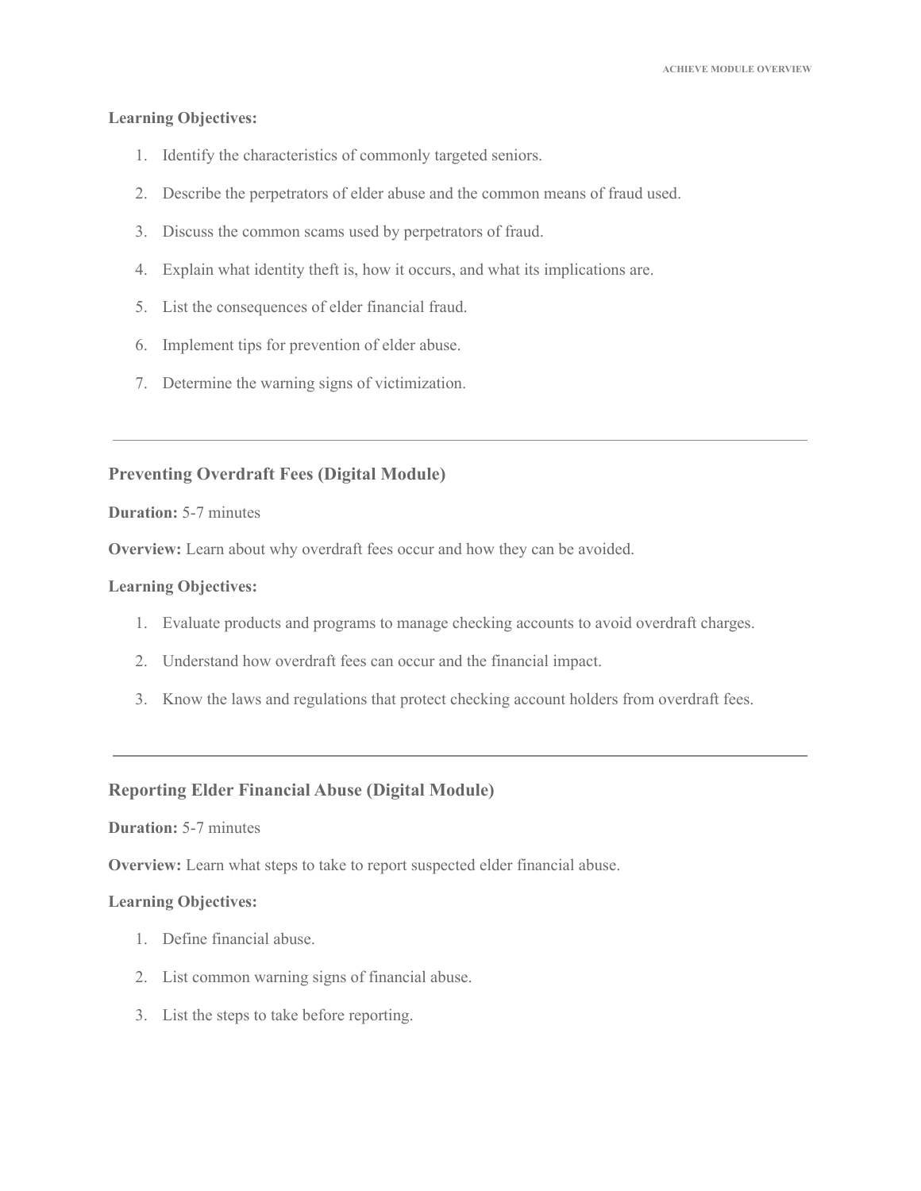**Learning Objectives:**

1. Identify the characteristics of commonly targeted seniors.
2. Describe the perpetrators of elder abuse and the common means of fraud used.
3. Discuss the common scams used by perpetrators of fraud.
4. Explain what identity theft is, how it occurs, and what its implications are.
5. List the consequences of elder financial fraud.
6. Implement tips for prevention of elder abuse.
7. Determine the warning signs of victimization.

---

### Preventing Overdraft Fees (Digital Module)

**Duration:** 5-7 minutes

**Overview:** Learn about why overdraft fees occur and how they can be avoided.

**Learning Objectives:**

1. Evaluate products and programs to manage checking accounts to avoid overdraft charges.
2. Understand how overdraft fees can occur and the financial impact.
3. Know the laws and regulations that protect checking account holders from overdraft fees.

---

### Reporting Elder Financial Abuse (Digital Module)

**Duration:** 5-7 minutes

**Overview:** Learn what steps to take to report suspected elder financial abuse.

**Learning Objectives:**

1. Define financial abuse.
2. List common warning signs of financial abuse.
3. List the steps to take before reporting.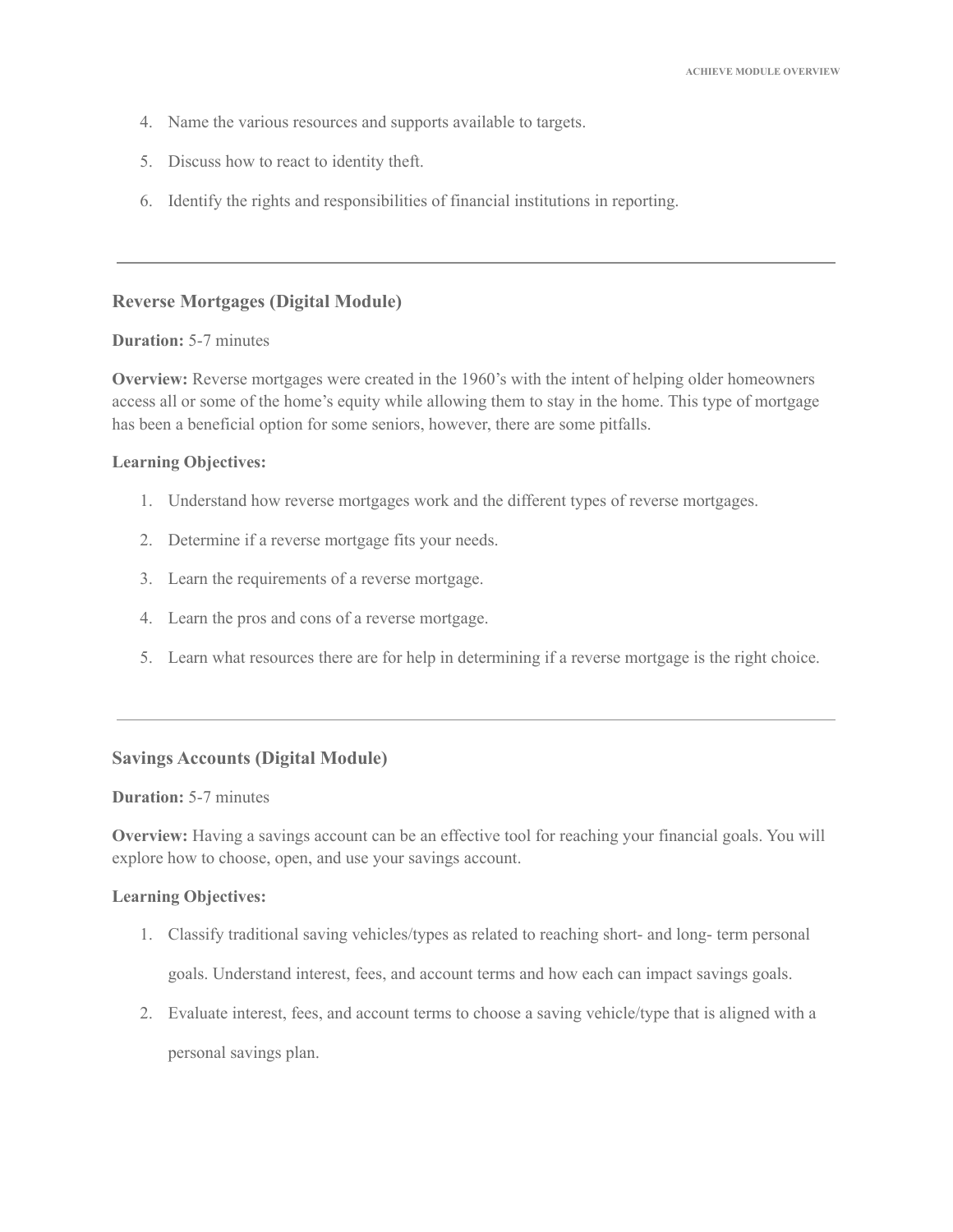4. Name the various resources and supports available to targets.
5. Discuss how to react to identity theft.
6. Identify the rights and responsibilities of financial institutions in reporting.

---

### Reverse Mortgages (Digital Module)

**Duration:** 5-7 minutes

**Overview:** Reverse mortgages were created in the 1960's with the intent of helping older homeowners access all or some of the home's equity while allowing them to stay in the home. This type of mortgage has been a beneficial option for some seniors, however, there are some pitfalls.

**Learning Objectives:**

1. Understand how reverse mortgages work and the different types of reverse mortgages.
2. Determine if a reverse mortgage fits your needs.
3. Learn the requirements of a reverse mortgage.
4. Learn the pros and cons of a reverse mortgage.
5. Learn what resources there are for help in determining if a reverse mortgage is the right choice.

---

### Savings Accounts (Digital Module)

**Duration:** 5-7 minutes

**Overview:** Having a savings account can be an effective tool for reaching your financial goals. You will explore how to choose, open, and use your savings account.

**Learning Objectives:**

1. Classify traditional saving vehicles/types as related to reaching short- and long- term personal goals. Understand interest, fees, and account terms and how each can impact savings goals.
2. Evaluate interest, fees, and account terms to choose a saving vehicle/type that is aligned with a personal savings plan.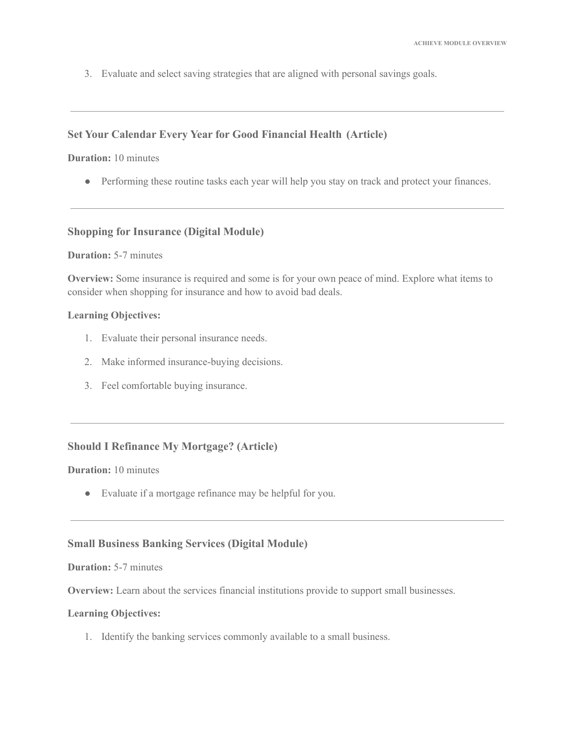3. Evaluate and select saving strategies that are aligned with personal savings goals.

---

### Set Your Calendar Every Year for Good Financial Health (Article)

**Duration:** 10 minutes

- Performing these routine tasks each year will help you stay on track and protect your finances.

---

### Shopping for Insurance (Digital Module)

**Duration:** 5-7 minutes

**Overview:** Some insurance is required and some is for your own peace of mind. Explore what items to consider when shopping for insurance and how to avoid bad deals.

**Learning Objectives:**

1. Evaluate their personal insurance needs.
2. Make informed insurance-buying decisions.
3. Feel comfortable buying insurance.

---

### Should I Refinance My Mortgage? (Article)

**Duration:** 10 minutes

- Evaluate if a mortgage refinance may be helpful for you.

---

### Small Business Banking Services (Digital Module)

**Duration:** 5-7 minutes

**Overview:** Learn about the services financial institutions provide to support small businesses.

**Learning Objectives:**

1. Identify the banking services commonly available to a small business.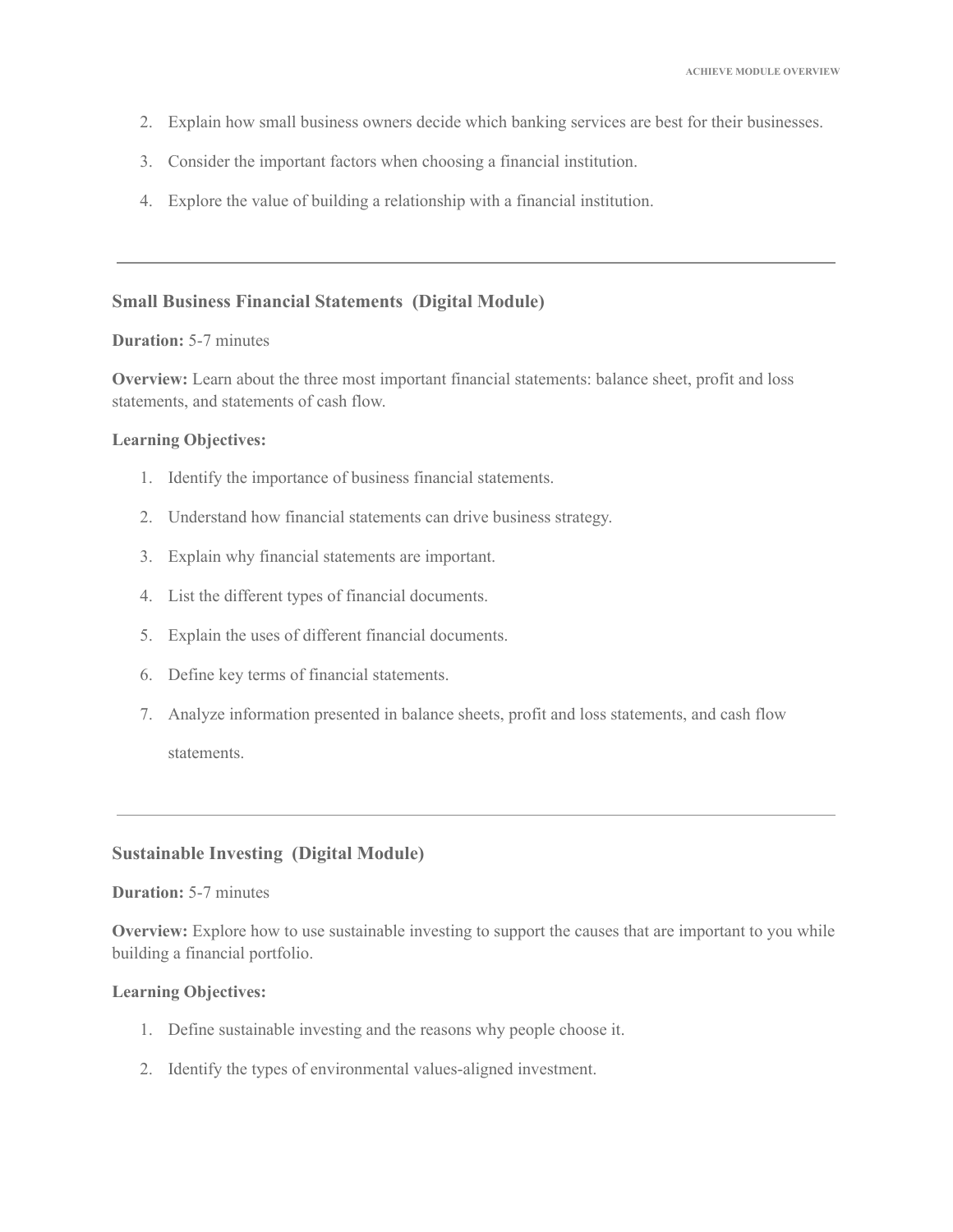2. Explain how small business owners decide which banking services are best for their businesses.
3. Consider the important factors when choosing a financial institution.
4. Explore the value of building a relationship with a financial institution.

---

### Small Business Financial Statements (Digital Module)

**Duration:** 5-7 minutes

**Overview:** Learn about the three most important financial statements: balance sheet, profit and loss statements, and statements of cash flow.

**Learning Objectives:**

1. Identify the importance of business financial statements.
2. Understand how financial statements can drive business strategy.
3. Explain why financial statements are important.
4. List the different types of financial documents.
5. Explain the uses of different financial documents.
6. Define key terms of financial statements.
7. Analyze information presented in balance sheets, profit and loss statements, and cash flow statements.

---

### Sustainable Investing (Digital Module)

**Duration:** 5-7 minutes

**Overview:** Explore how to use sustainable investing to support the causes that are important to you while building a financial portfolio.

**Learning Objectives:**

1. Define sustainable investing and the reasons why people choose it.
2. Identify the types of environmental values-aligned investment.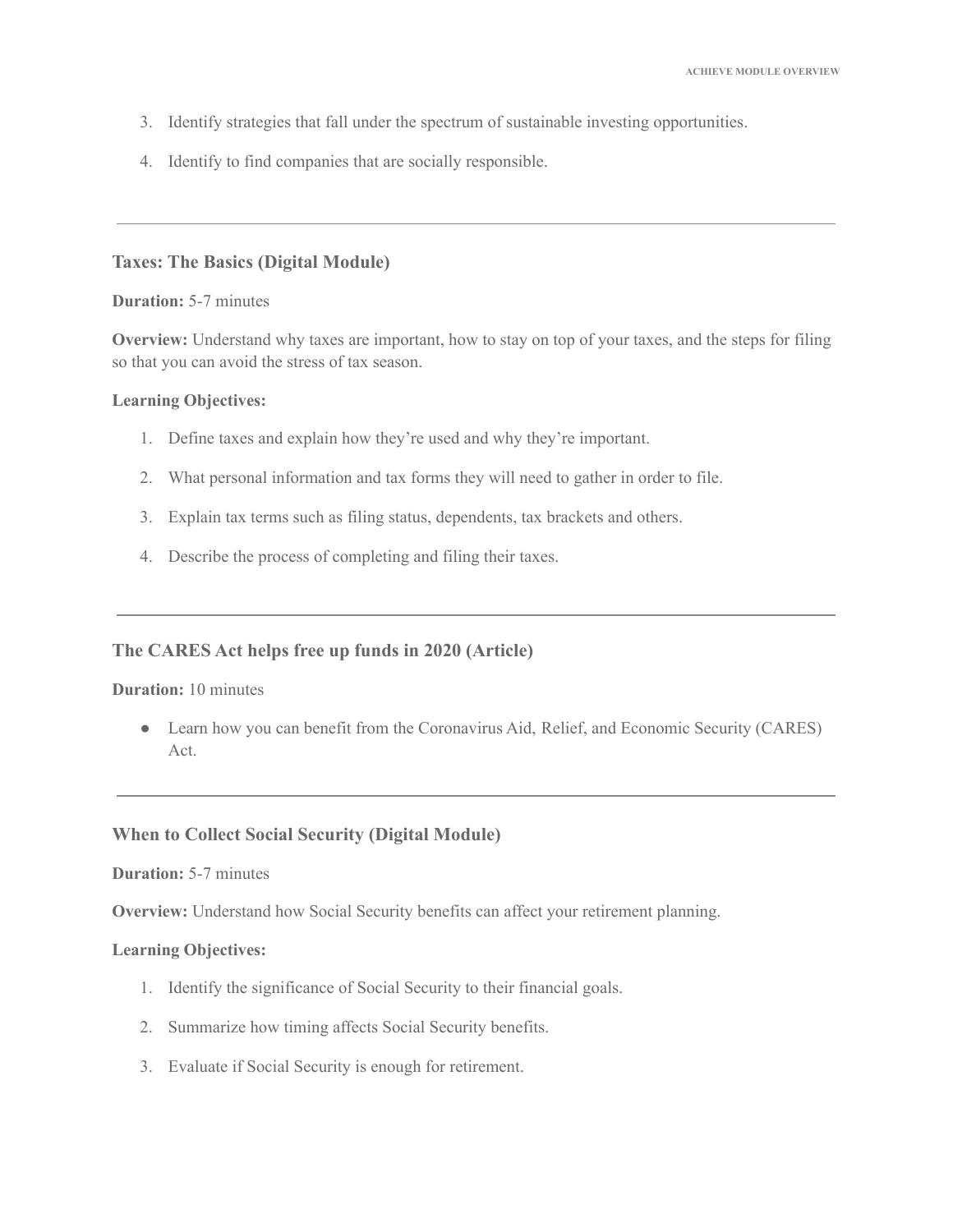3. Identify strategies that fall under the spectrum of sustainable investing opportunities.
4. Identify to find companies that are socially responsible.

---

### Taxes: The Basics (Digital Module)

**Duration:** 5-7 minutes

**Overview:** Understand why taxes are important, how to stay on top of your taxes, and the steps for filing so that you can avoid the stress of tax season.

**Learning Objectives:**

1. Define taxes and explain how they're used and why they're important.
2. What personal information and tax forms they will need to gather in order to file.
3. Explain tax terms such as filing status, dependents, tax brackets and others.
4. Describe the process of completing and filing their taxes.

---

### The CARES Act helps free up funds in 2020 (Article)

**Duration:** 10 minutes

- Learn how you can benefit from the Coronavirus Aid, Relief, and Economic Security (CARES) Act.

---

### When to Collect Social Security (Digital Module)

**Duration:** 5-7 minutes

**Overview:** Understand how Social Security benefits can affect your retirement planning.

**Learning Objectives:**

1. Identify the significance of Social Security to their financial goals.
2. Summarize how timing affects Social Security benefits.
3. Evaluate if Social Security is enough for retirement.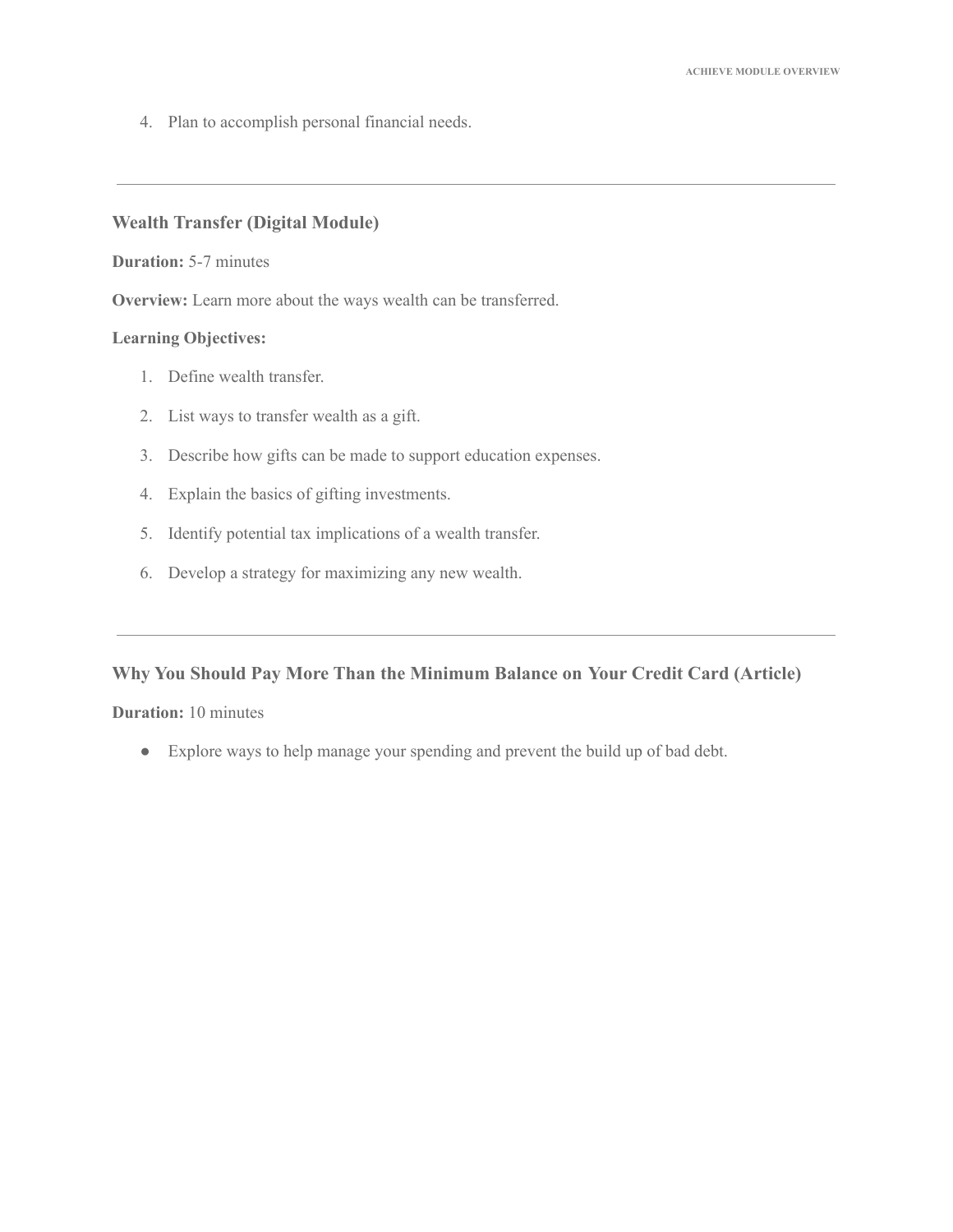4. Plan to accomplish personal financial needs.

---

### Wealth Transfer (Digital Module)

**Duration:** 5-7 minutes

**Overview:** Learn more about the ways wealth can be transferred.

**Learning Objectives:**

1. Define wealth transfer.
2. List ways to transfer wealth as a gift.
3. Describe how gifts can be made to support education expenses.
4. Explain the basics of gifting investments.
5. Identify potential tax implications of a wealth transfer.
6. Develop a strategy for maximizing any new wealth.

---

### Why You Should Pay More Than the Minimum Balance on Your Credit Card (Article)

**Duration:** 10 minutes

- Explore ways to help manage your spending and prevent the build up of bad debt.